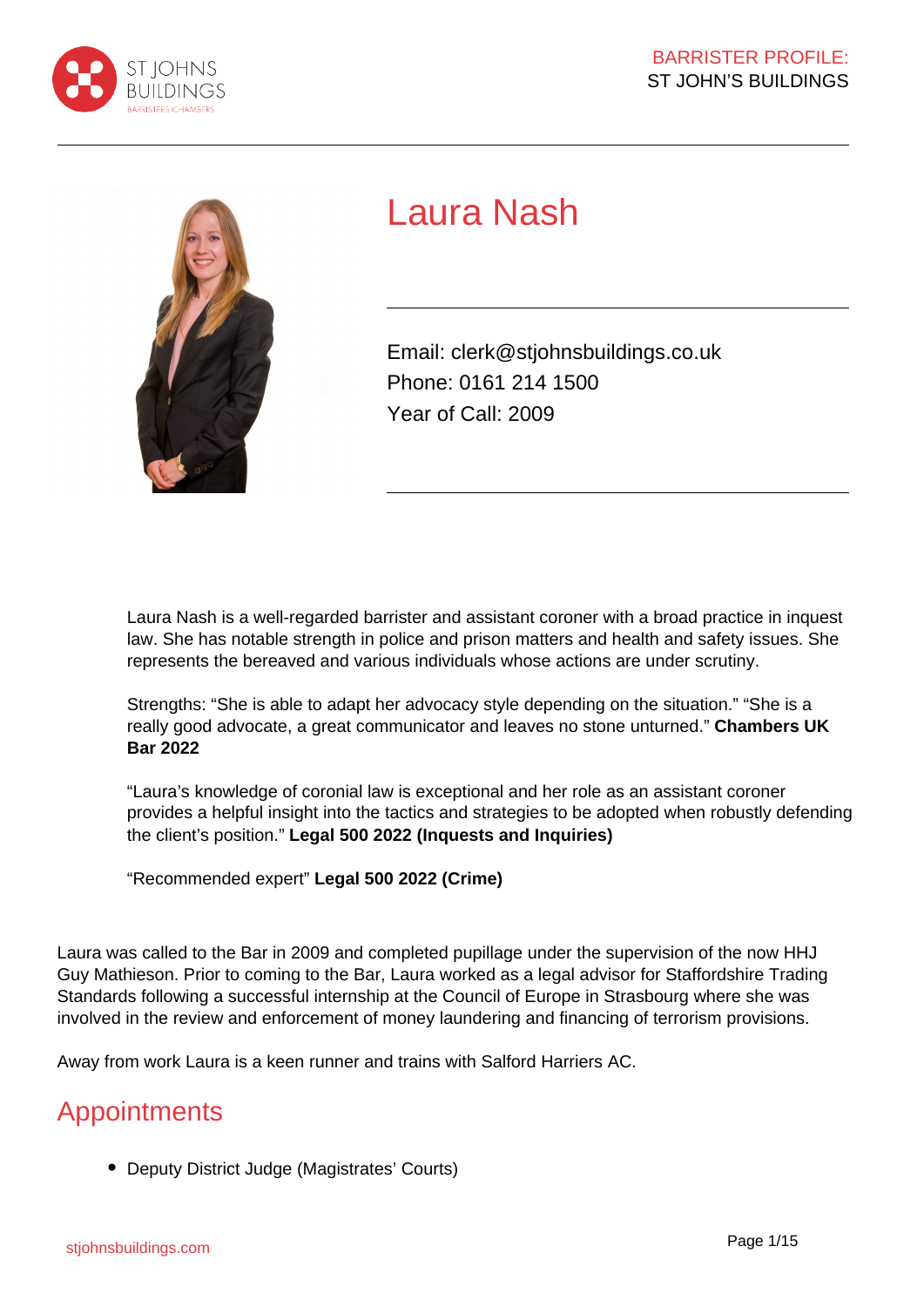# Laura Nash

Email: clerk@stjohnsbuildings.co.uk
Phone: 0161 214 1500
Year of Call: 2009

Laura Nash is a well-regarded barrister and assistant coroner with a broad practice in inquest law. She has notable strength in police and prison matters and health and safety issues. She represents the bereaved and various individuals whose actions are under scrutiny.

Strengths: "She is able to adapt her advocacy style depending on the situation." "She is a really good advocate, a great communicator and leaves no stone unturned." **Chambers UK Bar 2022**

"Laura's knowledge of coronial law is exceptional and her role as an assistant coroner provides a helpful insight into the tactics and strategies to be adopted when robustly defending the client's position." **Legal 500 2022 (Inquests and Inquiries)**

"Recommended expert" **Legal 500 2022 (Crime)**

Laura was called to the Bar in 2009 and completed pupillage under the supervision of the now HHJ Guy Mathieson. Prior to coming to the Bar, Laura worked as a legal advisor for Staffordshire Trading Standards following a successful internship at the Council of Europe in Strasbourg where she was involved in the review and enforcement of money laundering and financing of terrorism provisions.

Away from work Laura is a keen runner and trains with Salford Harriers AC.

## Appointments

- Deputy District Judge (Magistrates' Courts)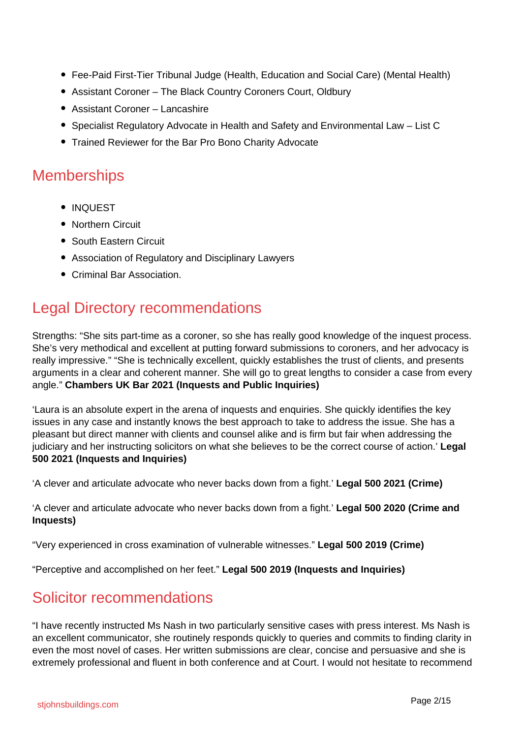- Fee-Paid First-Tier Tribunal Judge (Health, Education and Social Care) (Mental Health)
- Assistant Coroner – The Black Country Coroners Court, Oldbury
- Assistant Coroner – Lancashire
- Specialist Regulatory Advocate in Health and Safety and Environmental Law – List C
- Trained Reviewer for the Bar Pro Bono Charity Advocate

## Memberships

- INQUEST
- Northern Circuit
- South Eastern Circuit
- Association of Regulatory and Disciplinary Lawyers
- Criminal Bar Association.

## Legal Directory recommendations

Strengths: "She sits part-time as a coroner, so she has really good knowledge of the inquest process. She's very methodical and excellent at putting forward submissions to coroners, and her advocacy is really impressive." "She is technically excellent, quickly establishes the trust of clients, and presents arguments in a clear and coherent manner. She will go to great lengths to consider a case from every angle." **Chambers UK Bar 2021 (Inquests and Public Inquiries)**

'Laura is an absolute expert in the arena of inquests and enquiries. She quickly identifies the key issues in any case and instantly knows the best approach to take to address the issue. She has a pleasant but direct manner with clients and counsel alike and is firm but fair when addressing the judiciary and her instructing solicitors on what she believes to be the correct course of action.' **Legal 500 2021 (Inquests and Inquiries)**

'A clever and articulate advocate who never backs down from a fight.' **Legal 500 2021 (Crime)**

'A clever and articulate advocate who never backs down from a fight.' **Legal 500 2020 (Crime and Inquests)**

"Very experienced in cross examination of vulnerable witnesses." **Legal 500 2019 (Crime)**

"Perceptive and accomplished on her feet." **Legal 500 2019 (Inquests and Inquiries)**

## Solicitor recommendations

"I have recently instructed Ms Nash in two particularly sensitive cases with press interest. Ms Nash is an excellent communicator, she routinely responds quickly to queries and commits to finding clarity in even the most novel of cases. Her written submissions are clear, concise and persuasive and she is extremely professional and fluent in both conference and at Court. I would not hesitate to recommend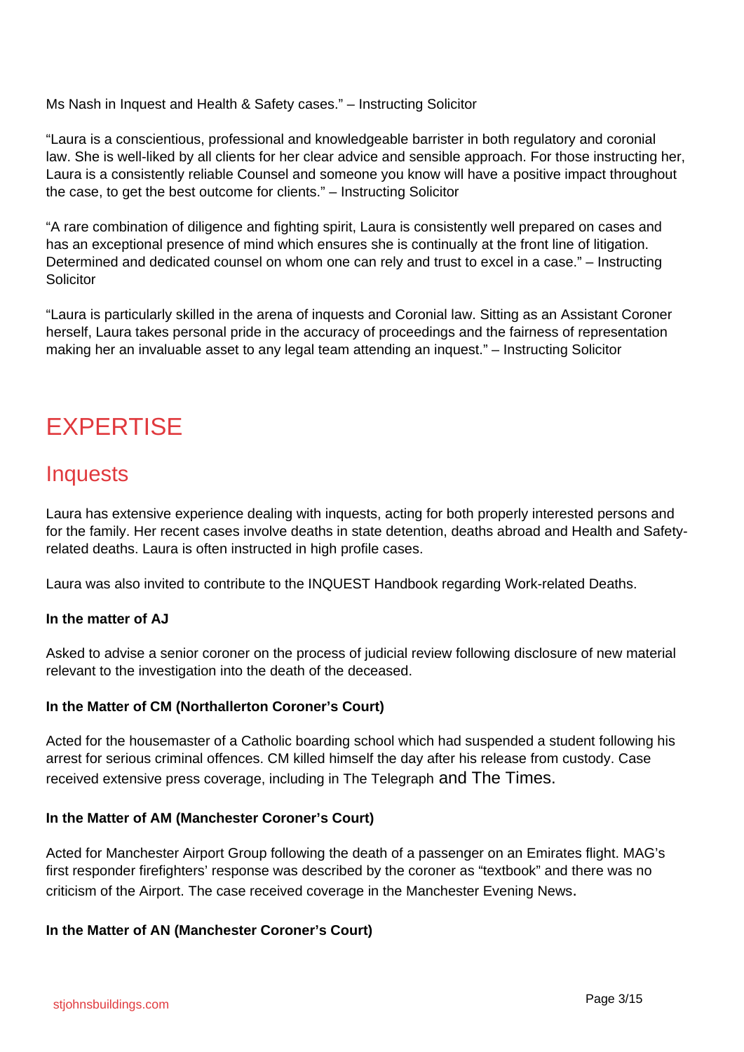Ms Nash in Inquest and Health & Safety cases." – Instructing Solicitor

"Laura is a conscientious, professional and knowledgeable barrister in both regulatory and coronial law. She is well-liked by all clients for her clear advice and sensible approach. For those instructing her, Laura is a consistently reliable Counsel and someone you know will have a positive impact throughout the case, to get the best outcome for clients." – Instructing Solicitor

"A rare combination of diligence and fighting spirit, Laura is consistently well prepared on cases and has an exceptional presence of mind which ensures she is continually at the front line of litigation. Determined and dedicated counsel on whom one can rely and trust to excel in a case." – Instructing Solicitor

"Laura is particularly skilled in the arena of inquests and Coronial law. Sitting as an Assistant Coroner herself, Laura takes personal pride in the accuracy of proceedings and the fairness of representation making her an invaluable asset to any legal team attending an inquest." – Instructing Solicitor

# EXPERTISE

## Inquests

Laura has extensive experience dealing with inquests, acting for both properly interested persons and for the family. Her recent cases involve deaths in state detention, deaths abroad and Health and Safety-related deaths. Laura is often instructed in high profile cases.

Laura was also invited to contribute to the INQUEST Handbook regarding Work-related Deaths.

**In the matter of AJ**

Asked to advise a senior coroner on the process of judicial review following disclosure of new material relevant to the investigation into the death of the deceased.

**In the Matter of CM (Northallerton Coroner's Court)**

Acted for the housemaster of a Catholic boarding school which had suspended a student following his arrest for serious criminal offences. CM killed himself the day after his release from custody. Case received extensive press coverage, including in The Telegraph and The Times.

**In the Matter of AM (Manchester Coroner's Court)**

Acted for Manchester Airport Group following the death of a passenger on an Emirates flight. MAG's first responder firefighters' response was described by the coroner as "textbook" and there was no criticism of the Airport. The case received coverage in the Manchester Evening News.

**In the Matter of AN (Manchester Coroner's Court)**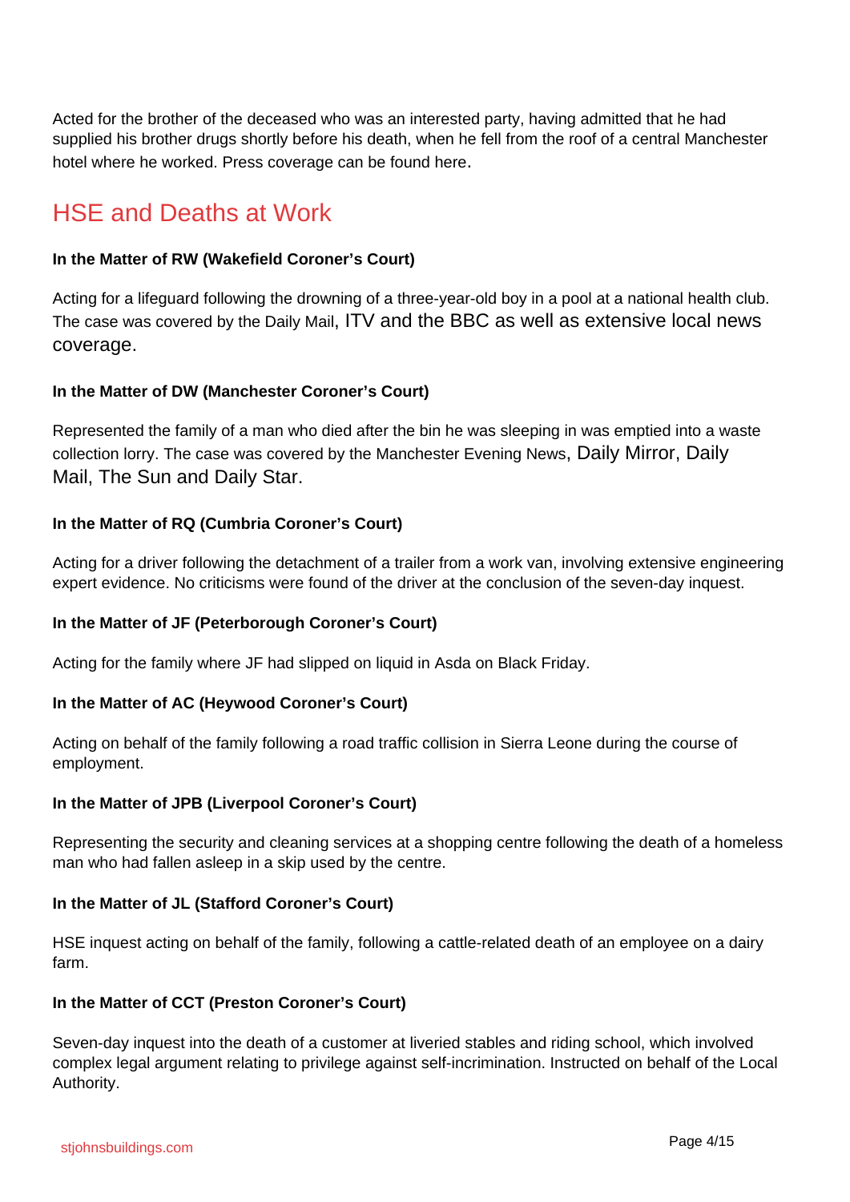Acted for the brother of the deceased who was an interested party, having admitted that he had supplied his brother drugs shortly before his death, when he fell from the roof of a central Manchester hotel where he worked. Press coverage can be found here.

## HSE and Deaths at Work

**In the Matter of RW (Wakefield Coroner's Court)**

Acting for a lifeguard following the drowning of a three-year-old boy in a pool at a national health club. The case was covered by the Daily Mail, ITV and the BBC as well as extensive local news coverage.

**In the Matter of DW (Manchester Coroner's Court)**

Represented the family of a man who died after the bin he was sleeping in was emptied into a waste collection lorry. The case was covered by the Manchester Evening News, Daily Mirror, Daily Mail, The Sun and Daily Star.

**In the Matter of RQ (Cumbria Coroner's Court)**

Acting for a driver following the detachment of a trailer from a work van, involving extensive engineering expert evidence. No criticisms were found of the driver at the conclusion of the seven-day inquest.

**In the Matter of JF (Peterborough Coroner's Court)**

Acting for the family where JF had slipped on liquid in Asda on Black Friday.

**In the Matter of AC (Heywood Coroner's Court)**

Acting on behalf of the family following a road traffic collision in Sierra Leone during the course of employment.

**In the Matter of JPB (Liverpool Coroner's Court)**

Representing the security and cleaning services at a shopping centre following the death of a homeless man who had fallen asleep in a skip used by the centre.

**In the Matter of JL (Stafford Coroner's Court)**

HSE inquest acting on behalf of the family, following a cattle-related death of an employee on a dairy farm.

**In the Matter of CCT (Preston Coroner's Court)**

Seven-day inquest into the death of a customer at liveried stables and riding school, which involved complex legal argument relating to privilege against self-incrimination. Instructed on behalf of the Local Authority.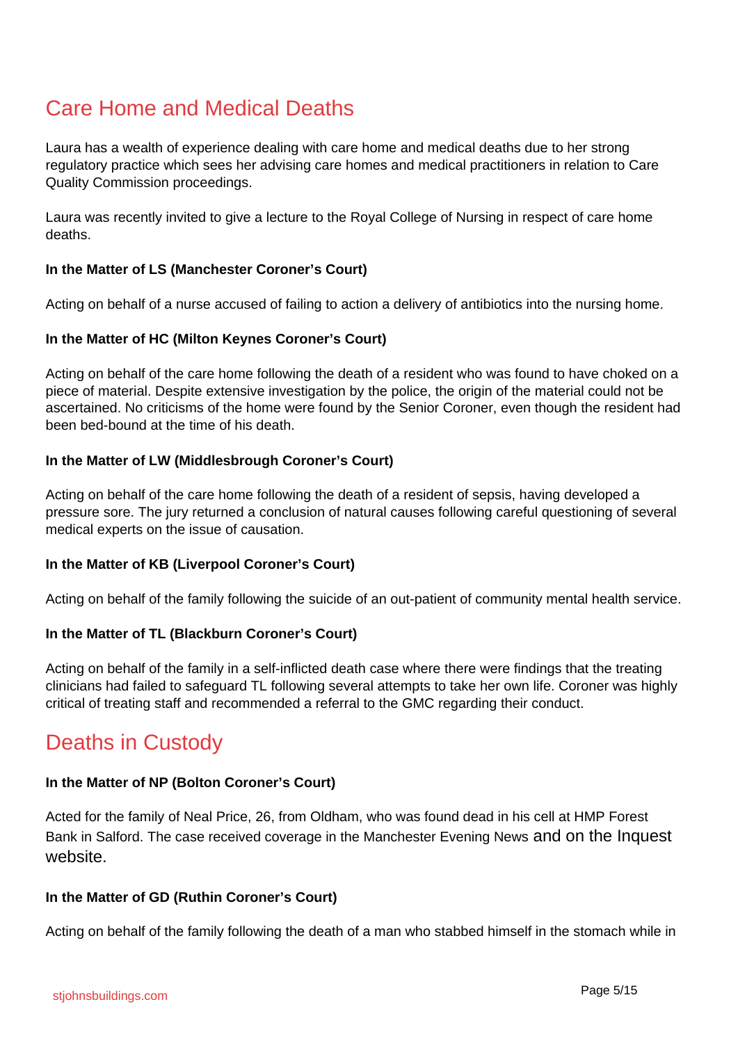## Care Home and Medical Deaths

Laura has a wealth of experience dealing with care home and medical deaths due to her strong regulatory practice which sees her advising care homes and medical practitioners in relation to Care Quality Commission proceedings.

Laura was recently invited to give a lecture to the Royal College of Nursing in respect of care home deaths.

**In the Matter of LS (Manchester Coroner's Court)**

Acting on behalf of a nurse accused of failing to action a delivery of antibiotics into the nursing home.

**In the Matter of HC (Milton Keynes Coroner's Court)**

Acting on behalf of the care home following the death of a resident who was found to have choked on a piece of material. Despite extensive investigation by the police, the origin of the material could not be ascertained. No criticisms of the home were found by the Senior Coroner, even though the resident had been bed-bound at the time of his death.

**In the Matter of LW (Middlesbrough Coroner's Court)**

Acting on behalf of the care home following the death of a resident of sepsis, having developed a pressure sore. The jury returned a conclusion of natural causes following careful questioning of several medical experts on the issue of causation.

**In the Matter of KB (Liverpool Coroner's Court)**

Acting on behalf of the family following the suicide of an out-patient of community mental health service.

**In the Matter of TL (Blackburn Coroner's Court)**

Acting on behalf of the family in a self-inflicted death case where there were findings that the treating clinicians had failed to safeguard TL following several attempts to take her own life. Coroner was highly critical of treating staff and recommended a referral to the GMC regarding their conduct.

## Deaths in Custody

**In the Matter of NP (Bolton Coroner's Court)**

Acted for the family of Neal Price, 26, from Oldham, who was found dead in his cell at HMP Forest Bank in Salford. The case received coverage in the Manchester Evening News and on the Inquest website.

**In the Matter of GD (Ruthin Coroner's Court)**

Acting on behalf of the family following the death of a man who stabbed himself in the stomach while in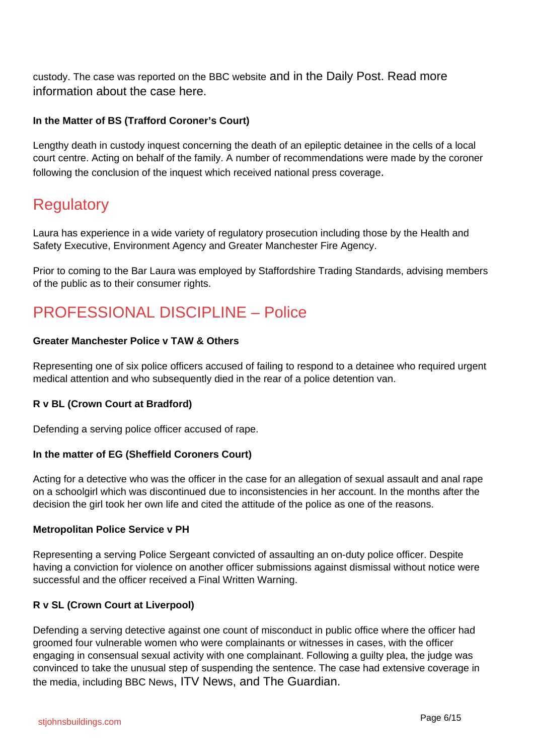custody. The case was reported on the BBC website and in the Daily Post. Read more information about the case here.

**In the Matter of BS (Trafford Coroner's Court)**

Lengthy death in custody inquest concerning the death of an epileptic detainee in the cells of a local court centre. Acting on behalf of the family. A number of recommendations were made by the coroner following the conclusion of the inquest which received national press coverage.

## Regulatory

Laura has experience in a wide variety of regulatory prosecution including those by the Health and Safety Executive, Environment Agency and Greater Manchester Fire Agency.

Prior to coming to the Bar Laura was employed by Staffordshire Trading Standards, advising members of the public as to their consumer rights.

## PROFESSIONAL DISCIPLINE – Police

**Greater Manchester Police v TAW & Others**

Representing one of six police officers accused of failing to respond to a detainee who required urgent medical attention and who subsequently died in the rear of a police detention van.

**R v BL (Crown Court at Bradford)**

Defending a serving police officer accused of rape.

**In the matter of EG (Sheffield Coroners Court)**

Acting for a detective who was the officer in the case for an allegation of sexual assault and anal rape on a schoolgirl which was discontinued due to inconsistencies in her account. In the months after the decision the girl took her own life and cited the attitude of the police as one of the reasons.

**Metropolitan Police Service v PH**

Representing a serving Police Sergeant convicted of assaulting an on-duty police officer. Despite having a conviction for violence on another officer submissions against dismissal without notice were successful and the officer received a Final Written Warning.

**R v SL (Crown Court at Liverpool)**

Defending a serving detective against one count of misconduct in public office where the officer had groomed four vulnerable women who were complainants or witnesses in cases, with the officer engaging in consensual sexual activity with one complainant. Following a guilty plea, the judge was convinced to take the unusual step of suspending the sentence. The case had extensive coverage in the media, including BBC News, ITV News, and The Guardian.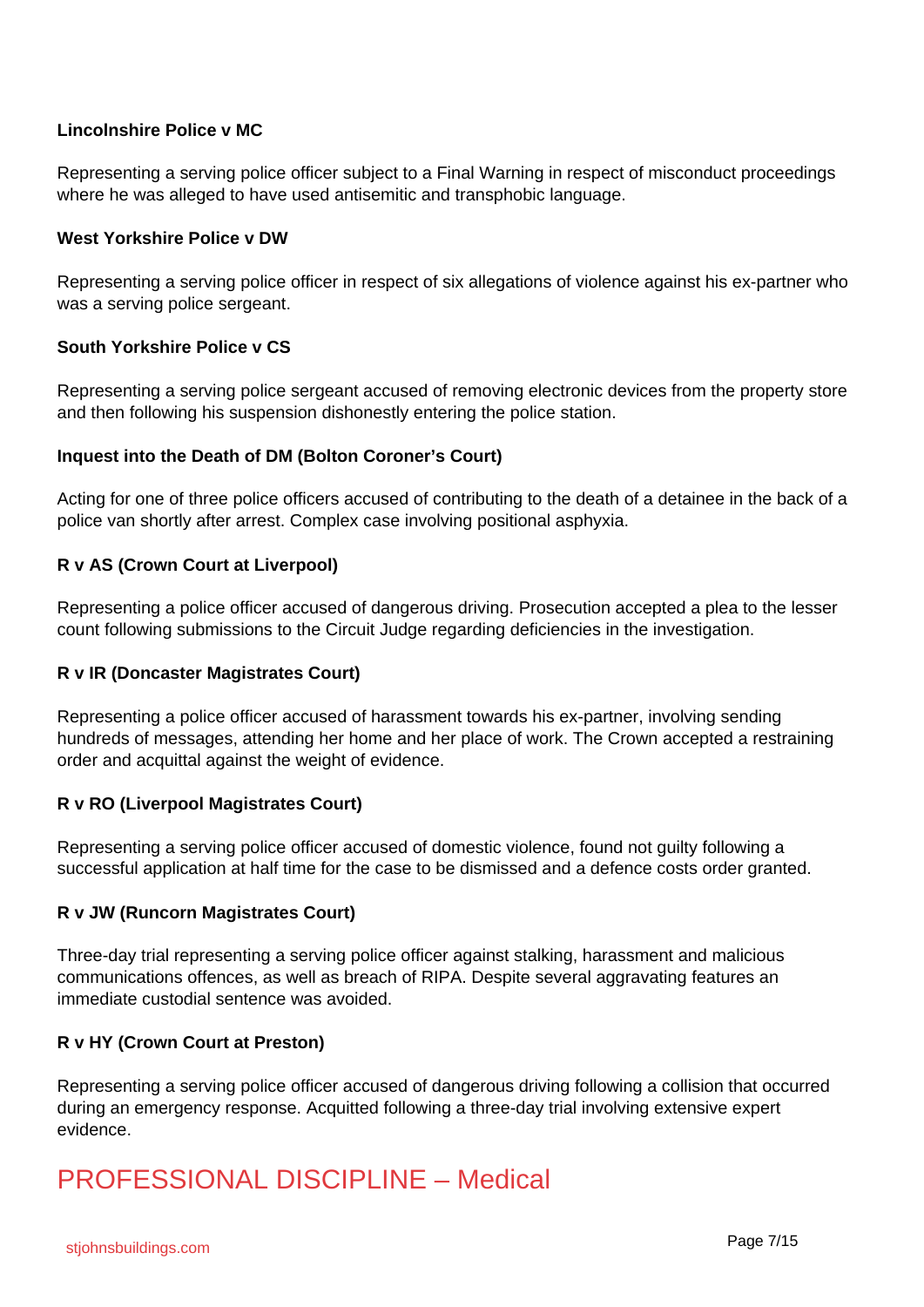**Lincolnshire Police v MC**

Representing a serving police officer subject to a Final Warning in respect of misconduct proceedings where he was alleged to have used antisemitic and transphobic language.

**West Yorkshire Police v DW**

Representing a serving police officer in respect of six allegations of violence against his ex-partner who was a serving police sergeant.

**South Yorkshire Police v CS**

Representing a serving police sergeant accused of removing electronic devices from the property store and then following his suspension dishonestly entering the police station.

**Inquest into the Death of DM (Bolton Coroner's Court)**

Acting for one of three police officers accused of contributing to the death of a detainee in the back of a police van shortly after arrest. Complex case involving positional asphyxia.

**R v AS (Crown Court at Liverpool)**

Representing a police officer accused of dangerous driving. Prosecution accepted a plea to the lesser count following submissions to the Circuit Judge regarding deficiencies in the investigation.

**R v IR (Doncaster Magistrates Court)**

Representing a police officer accused of harassment towards his ex-partner, involving sending hundreds of messages, attending her home and her place of work. The Crown accepted a restraining order and acquittal against the weight of evidence.

**R v RO (Liverpool Magistrates Court)**

Representing a serving police officer accused of domestic violence, found not guilty following a successful application at half time for the case to be dismissed and a defence costs order granted.

**R v JW (Runcorn Magistrates Court)**

Three-day trial representing a serving police officer against stalking, harassment and malicious communications offences, as well as breach of RIPA. Despite several aggravating features an immediate custodial sentence was avoided.

**R v HY (Crown Court at Preston)**

Representing a serving police officer accused of dangerous driving following a collision that occurred during an emergency response. Acquitted following a three-day trial involving extensive expert evidence.

## PROFESSIONAL DISCIPLINE – Medical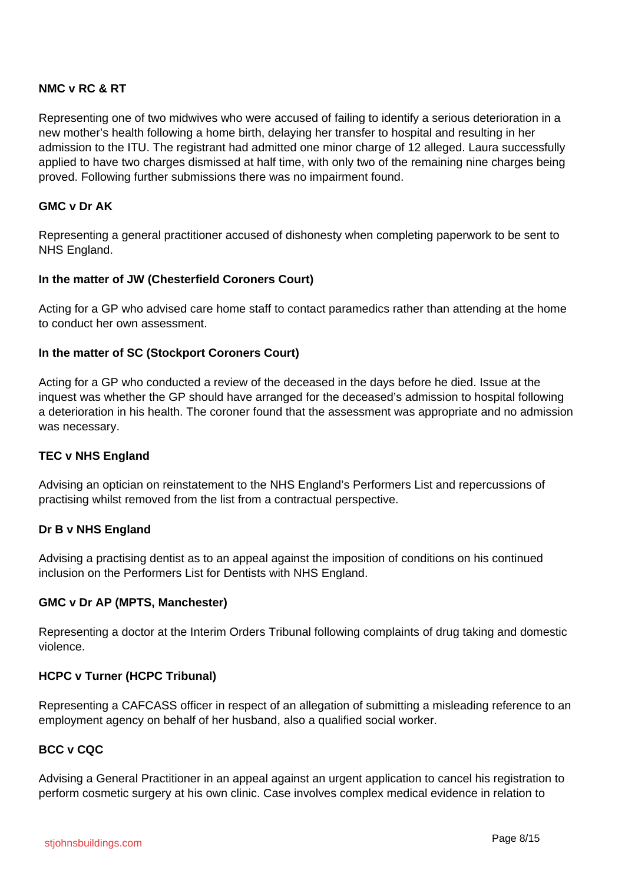**NMC v RC & RT**

Representing one of two midwives who were accused of failing to identify a serious deterioration in a new mother's health following a home birth, delaying her transfer to hospital and resulting in her admission to the ITU. The registrant had admitted one minor charge of 12 alleged. Laura successfully applied to have two charges dismissed at half time, with only two of the remaining nine charges being proved. Following further submissions there was no impairment found.

**GMC v Dr AK**

Representing a general practitioner accused of dishonesty when completing paperwork to be sent to NHS England.

**In the matter of JW (Chesterfield Coroners Court)**

Acting for a GP who advised care home staff to contact paramedics rather than attending at the home to conduct her own assessment.

**In the matter of SC (Stockport Coroners Court)**

Acting for a GP who conducted a review of the deceased in the days before he died. Issue at the inquest was whether the GP should have arranged for the deceased's admission to hospital following a deterioration in his health. The coroner found that the assessment was appropriate and no admission was necessary.

**TEC v NHS England**

Advising an optician on reinstatement to the NHS England's Performers List and repercussions of practising whilst removed from the list from a contractual perspective.

**Dr B v NHS England**

Advising a practising dentist as to an appeal against the imposition of conditions on his continued inclusion on the Performers List for Dentists with NHS England.

**GMC v Dr AP (MPTS, Manchester)**

Representing a doctor at the Interim Orders Tribunal following complaints of drug taking and domestic violence.

**HCPC v Turner (HCPC Tribunal)**

Representing a CAFCASS officer in respect of an allegation of submitting a misleading reference to an employment agency on behalf of her husband, also a qualified social worker.

**BCC v CQC**

Advising a General Practitioner in an appeal against an urgent application to cancel his registration to perform cosmetic surgery at his own clinic. Case involves complex medical evidence in relation to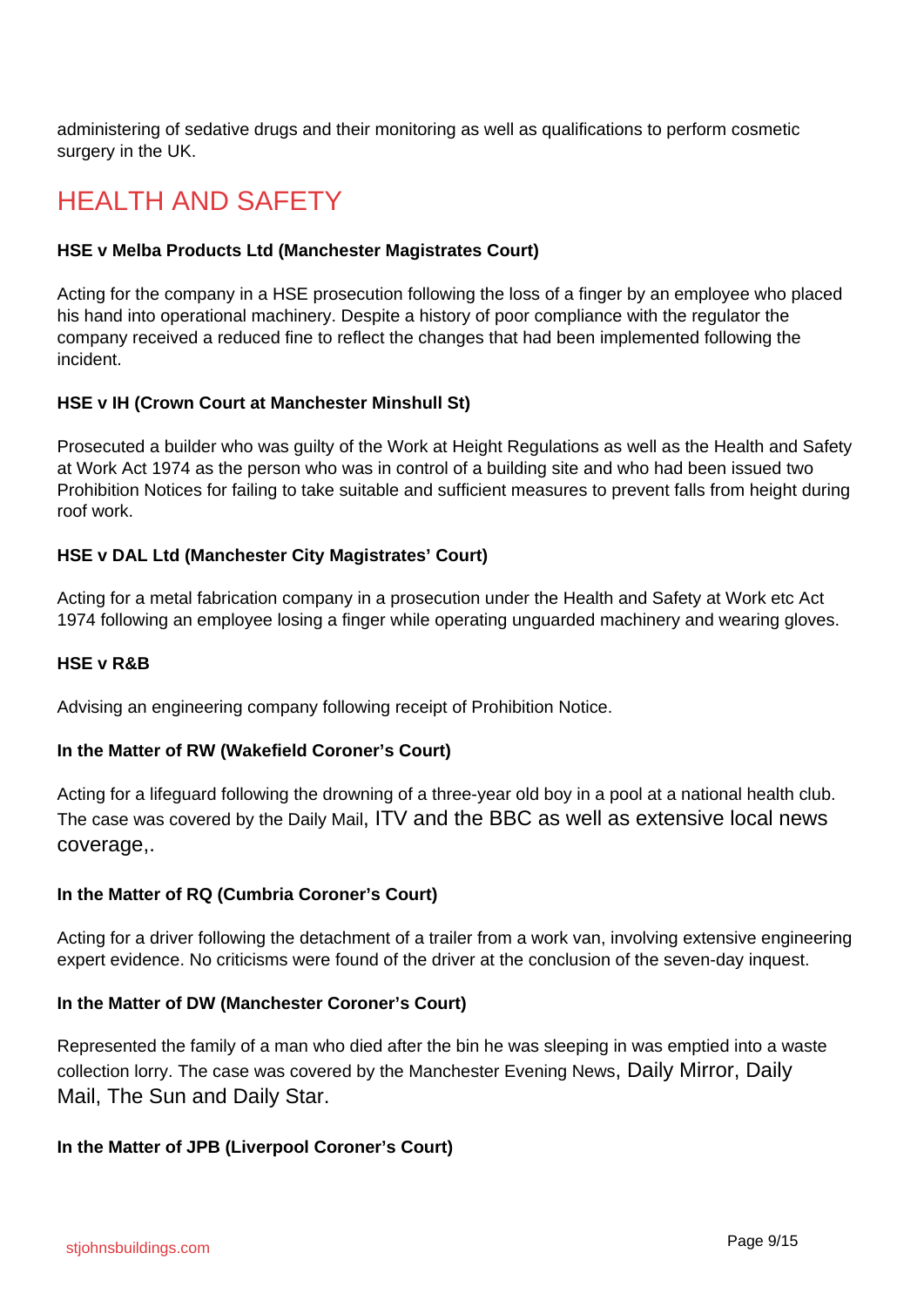administering of sedative drugs and their monitoring as well as qualifications to perform cosmetic surgery in the UK.

## HEALTH AND SAFETY

**HSE v Melba Products Ltd (Manchester Magistrates Court)**

Acting for the company in a HSE prosecution following the loss of a finger by an employee who placed his hand into operational machinery. Despite a history of poor compliance with the regulator the company received a reduced fine to reflect the changes that had been implemented following the incident.

**HSE v IH (Crown Court at Manchester Minshull St)**

Prosecuted a builder who was guilty of the Work at Height Regulations as well as the Health and Safety at Work Act 1974 as the person who was in control of a building site and who had been issued two Prohibition Notices for failing to take suitable and sufficient measures to prevent falls from height during roof work.

**HSE v DAL Ltd (Manchester City Magistrates' Court)**

Acting for a metal fabrication company in a prosecution under the Health and Safety at Work etc Act 1974 following an employee losing a finger while operating unguarded machinery and wearing gloves.

**HSE v R&B**

Advising an engineering company following receipt of Prohibition Notice.

**In the Matter of RW (Wakefield Coroner's Court)**

Acting for a lifeguard following the drowning of a three-year old boy in a pool at a national health club. The case was covered by the Daily Mail, ITV and the BBC as well as extensive local news coverage,.

**In the Matter of RQ (Cumbria Coroner's Court)**

Acting for a driver following the detachment of a trailer from a work van, involving extensive engineering expert evidence. No criticisms were found of the driver at the conclusion of the seven-day inquest.

**In the Matter of DW (Manchester Coroner's Court)**

Represented the family of a man who died after the bin he was sleeping in was emptied into a waste collection lorry. The case was covered by the Manchester Evening News, Daily Mirror, Daily Mail, The Sun and Daily Star.

**In the Matter of JPB (Liverpool Coroner's Court)**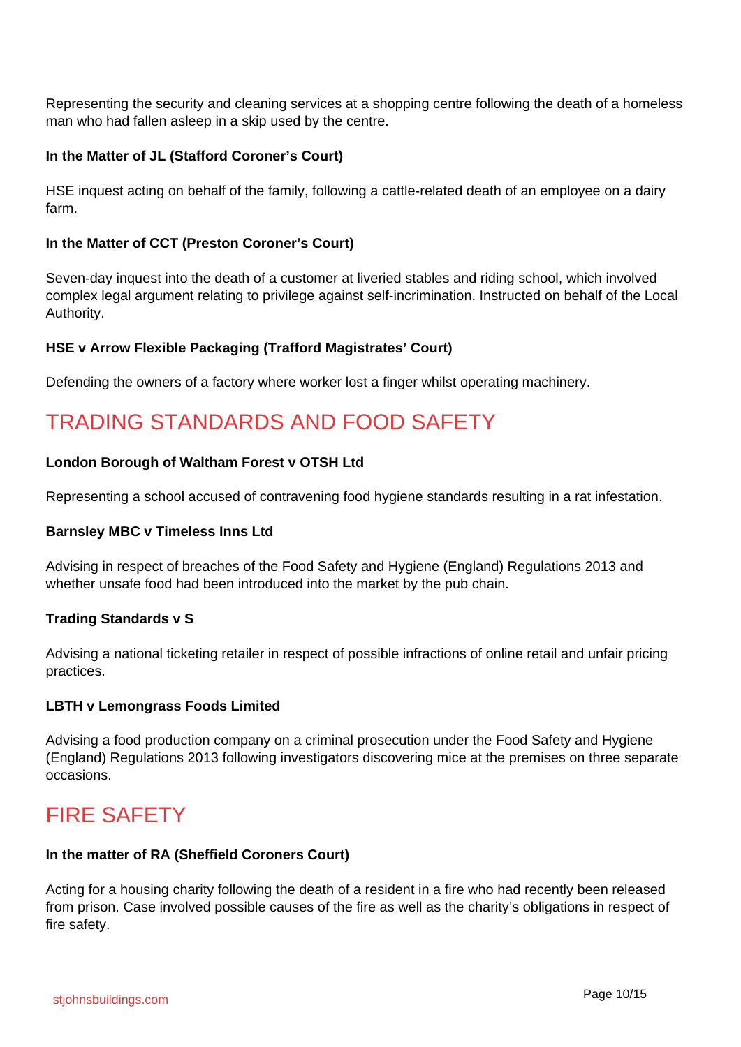Representing the security and cleaning services at a shopping centre following the death of a homeless man who had fallen asleep in a skip used by the centre.

**In the Matter of JL (Stafford Coroner's Court)**

HSE inquest acting on behalf of the family, following a cattle-related death of an employee on a dairy farm.

**In the Matter of CCT (Preston Coroner's Court)**

Seven-day inquest into the death of a customer at liveried stables and riding school, which involved complex legal argument relating to privilege against self-incrimination. Instructed on behalf of the Local Authority.

**HSE v Arrow Flexible Packaging (Trafford Magistrates' Court)**

Defending the owners of a factory where worker lost a finger whilst operating machinery.

## TRADING STANDARDS AND FOOD SAFETY

**London Borough of Waltham Forest v OTSH Ltd**

Representing a school accused of contravening food hygiene standards resulting in a rat infestation.

**Barnsley MBC v Timeless Inns Ltd**

Advising in respect of breaches of the Food Safety and Hygiene (England) Regulations 2013 and whether unsafe food had been introduced into the market by the pub chain.

**Trading Standards v S**

Advising a national ticketing retailer in respect of possible infractions of online retail and unfair pricing practices.

**LBTH v Lemongrass Foods Limited**

Advising a food production company on a criminal prosecution under the Food Safety and Hygiene (England) Regulations 2013 following investigators discovering mice at the premises on three separate occasions.

## FIRE SAFETY

**In the matter of RA (Sheffield Coroners Court)**

Acting for a housing charity following the death of a resident in a fire who had recently been released from prison. Case involved possible causes of the fire as well as the charity's obligations in respect of fire safety.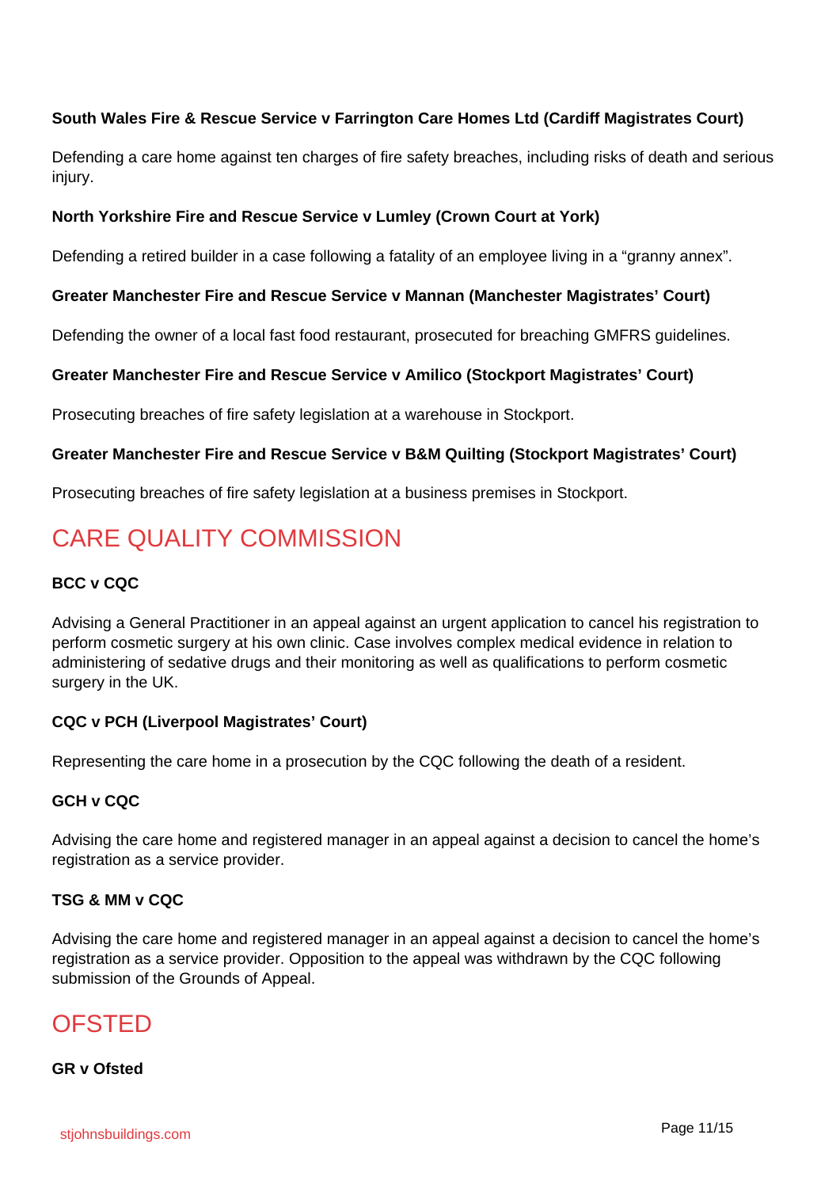**South Wales Fire & Rescue Service v Farrington Care Homes Ltd (Cardiff Magistrates Court)**

Defending a care home against ten charges of fire safety breaches, including risks of death and serious injury.

**North Yorkshire Fire and Rescue Service v Lumley (Crown Court at York)**

Defending a retired builder in a case following a fatality of an employee living in a "granny annex".

**Greater Manchester Fire and Rescue Service v Mannan (Manchester Magistrates' Court)**

Defending the owner of a local fast food restaurant, prosecuted for breaching GMFRS guidelines.

**Greater Manchester Fire and Rescue Service v Amilico (Stockport Magistrates' Court)**

Prosecuting breaches of fire safety legislation at a warehouse in Stockport.

**Greater Manchester Fire and Rescue Service v B&M Quilting (Stockport Magistrates' Court)**

Prosecuting breaches of fire safety legislation at a business premises in Stockport.

## CARE QUALITY COMMISSION

**BCC v CQC**

Advising a General Practitioner in an appeal against an urgent application to cancel his registration to perform cosmetic surgery at his own clinic. Case involves complex medical evidence in relation to administering of sedative drugs and their monitoring as well as qualifications to perform cosmetic surgery in the UK.

**CQC v PCH (Liverpool Magistrates' Court)**

Representing the care home in a prosecution by the CQC following the death of a resident.

**GCH v CQC**

Advising the care home and registered manager in an appeal against a decision to cancel the home's registration as a service provider.

**TSG & MM v CQC**

Advising the care home and registered manager in an appeal against a decision to cancel the home's registration as a service provider. Opposition to the appeal was withdrawn by the CQC following submission of the Grounds of Appeal.

## OFSTED

**GR v Ofsted**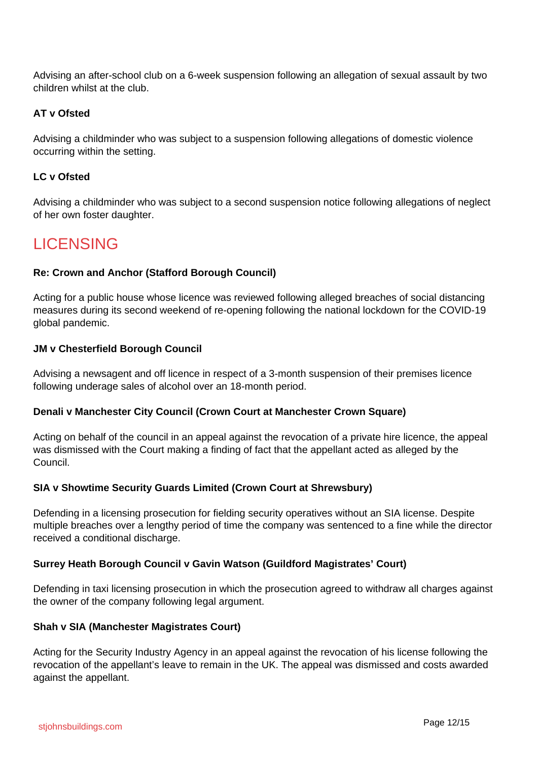Advising an after-school club on a 6-week suspension following an allegation of sexual assault by two children whilst at the club.

**AT v Ofsted**

Advising a childminder who was subject to a suspension following allegations of domestic violence occurring within the setting.

**LC v Ofsted**

Advising a childminder who was subject to a second suspension notice following allegations of neglect of her own foster daughter.

## LICENSING

**Re: Crown and Anchor (Stafford Borough Council)**

Acting for a public house whose licence was reviewed following alleged breaches of social distancing measures during its second weekend of re-opening following the national lockdown for the COVID-19 global pandemic.

**JM v Chesterfield Borough Council**

Advising a newsagent and off licence in respect of a 3-month suspension of their premises licence following underage sales of alcohol over an 18-month period.

**Denali v Manchester City Council (Crown Court at Manchester Crown Square)**

Acting on behalf of the council in an appeal against the revocation of a private hire licence, the appeal was dismissed with the Court making a finding of fact that the appellant acted as alleged by the Council.

**SIA v Showtime Security Guards Limited (Crown Court at Shrewsbury)**

Defending in a licensing prosecution for fielding security operatives without an SIA license. Despite multiple breaches over a lengthy period of time the company was sentenced to a fine while the director received a conditional discharge.

**Surrey Heath Borough Council v Gavin Watson (Guildford Magistrates' Court)**

Defending in taxi licensing prosecution in which the prosecution agreed to withdraw all charges against the owner of the company following legal argument.

**Shah v SIA (Manchester Magistrates Court)**

Acting for the Security Industry Agency in an appeal against the revocation of his license following the revocation of the appellant's leave to remain in the UK. The appeal was dismissed and costs awarded against the appellant.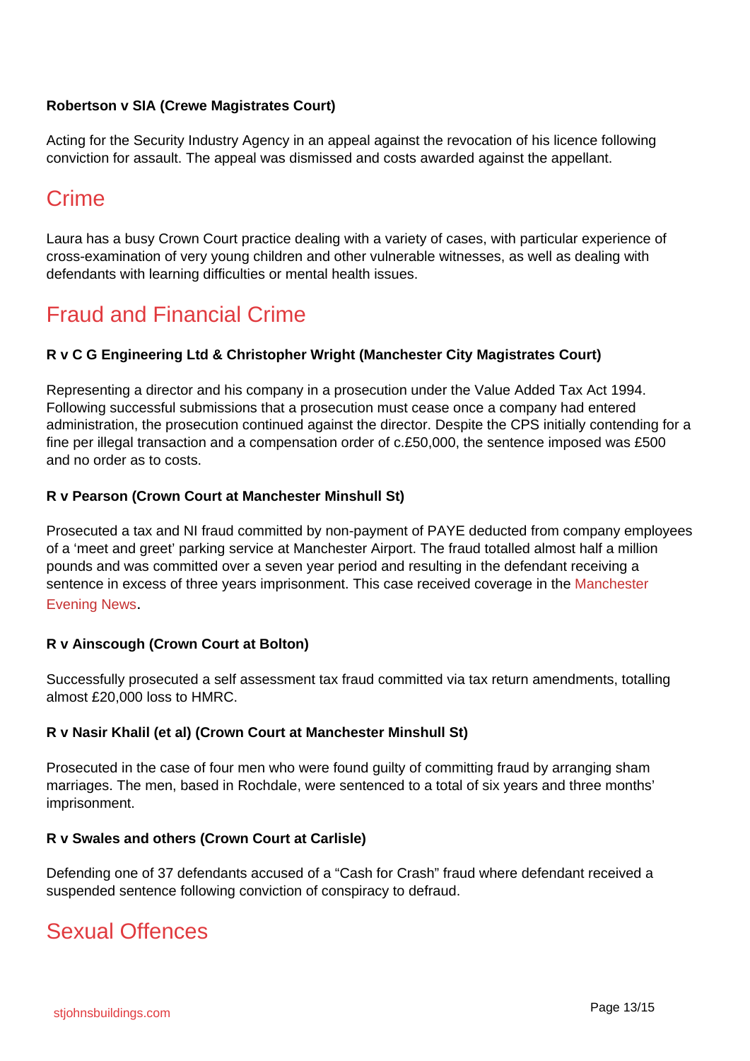**Robertson v SIA (Crewe Magistrates Court)**

Acting for the Security Industry Agency in an appeal against the revocation of his licence following conviction for assault. The appeal was dismissed and costs awarded against the appellant.

## Crime

Laura has a busy Crown Court practice dealing with a variety of cases, with particular experience of cross-examination of very young children and other vulnerable witnesses, as well as dealing with defendants with learning difficulties or mental health issues.

## Fraud and Financial Crime

**R v C G Engineering Ltd & Christopher Wright (Manchester City Magistrates Court)**

Representing a director and his company in a prosecution under the Value Added Tax Act 1994. Following successful submissions that a prosecution must cease once a company had entered administration, the prosecution continued against the director. Despite the CPS initially contending for a fine per illegal transaction and a compensation order of c.£50,000, the sentence imposed was £500 and no order as to costs.

**R v Pearson (Crown Court at Manchester Minshull St)**

Prosecuted a tax and NI fraud committed by non-payment of PAYE deducted from company employees of a 'meet and greet' parking service at Manchester Airport. The fraud totalled almost half a million pounds and was committed over a seven year period and resulting in the defendant receiving a sentence in excess of three years imprisonment. This case received coverage in the Manchester Evening News.

**R v Ainscough (Crown Court at Bolton)**

Successfully prosecuted a self assessment tax fraud committed via tax return amendments, totalling almost £20,000 loss to HMRC.

**R v Nasir Khalil (et al) (Crown Court at Manchester Minshull St)**

Prosecuted in the case of four men who were found guilty of committing fraud by arranging sham marriages. The men, based in Rochdale, were sentenced to a total of six years and three months' imprisonment.

**R v Swales and others (Crown Court at Carlisle)**

Defending one of 37 defendants accused of a "Cash for Crash" fraud where defendant received a suspended sentence following conviction of conspiracy to defraud.

## Sexual Offences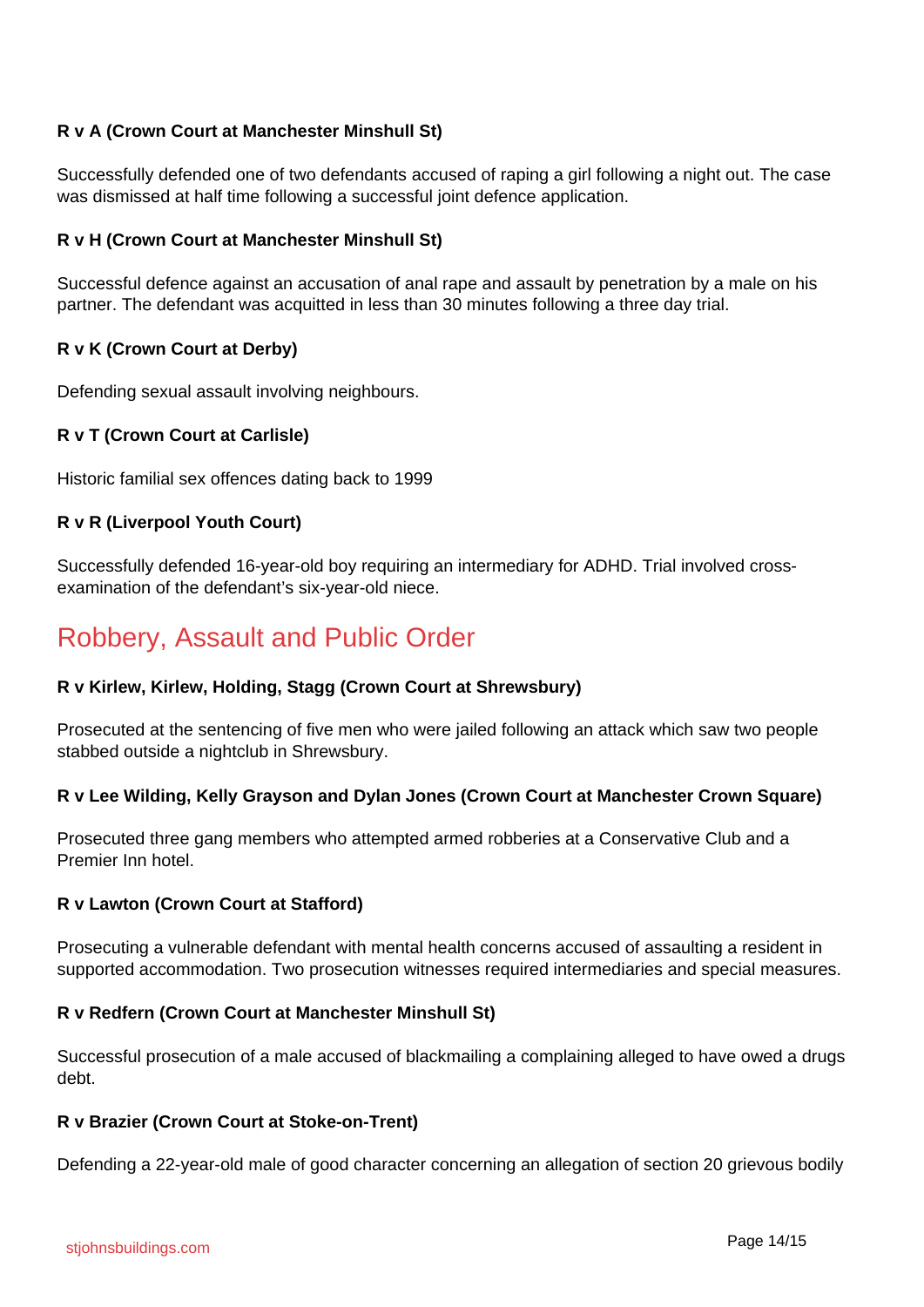**R v A (Crown Court at Manchester Minshull St)**

Successfully defended one of two defendants accused of raping a girl following a night out. The case was dismissed at half time following a successful joint defence application.

**R v H (Crown Court at Manchester Minshull St)**

Successful defence against an accusation of anal rape and assault by penetration by a male on his partner. The defendant was acquitted in less than 30 minutes following a three day trial.

**R v K (Crown Court at Derby)**

Defending sexual assault involving neighbours.

**R v T (Crown Court at Carlisle)**

Historic familial sex offences dating back to 1999

**R v R (Liverpool Youth Court)**

Successfully defended 16-year-old boy requiring an intermediary for ADHD. Trial involved cross-examination of the defendant's six-year-old niece.

## Robbery, Assault and Public Order

**R v Kirlew, Kirlew, Holding, Stagg (Crown Court at Shrewsbury)**

Prosecuted at the sentencing of five men who were jailed following an attack which saw two people stabbed outside a nightclub in Shrewsbury.

**R v Lee Wilding, Kelly Grayson and Dylan Jones (Crown Court at Manchester Crown Square)**

Prosecuted three gang members who attempted armed robberies at a Conservative Club and a Premier Inn hotel.

**R v Lawton (Crown Court at Stafford)**

Prosecuting a vulnerable defendant with mental health concerns accused of assaulting a resident in supported accommodation. Two prosecution witnesses required intermediaries and special measures.

**R v Redfern (Crown Court at Manchester Minshull St)**

Successful prosecution of a male accused of blackmailing a complaining alleged to have owed a drugs debt.

**R v Brazier (Crown Court at Stoke-on-Trent)**

Defending a 22-year-old male of good character concerning an allegation of section 20 grievous bodily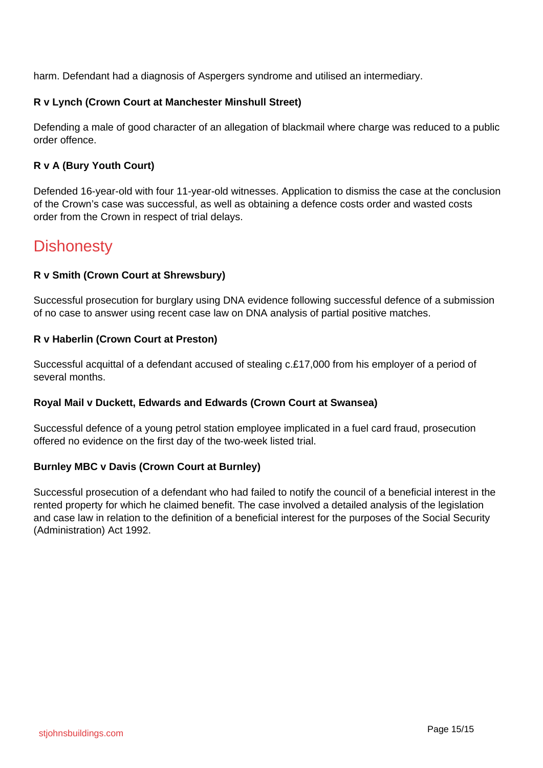harm. Defendant had a diagnosis of Aspergers syndrome and utilised an intermediary.

**R v Lynch (Crown Court at Manchester Minshull Street)**

Defending a male of good character of an allegation of blackmail where charge was reduced to a public order offence.

**R v A (Bury Youth Court)**

Defended 16-year-old with four 11-year-old witnesses. Application to dismiss the case at the conclusion of the Crown's case was successful, as well as obtaining a defence costs order and wasted costs order from the Crown in respect of trial delays.

## Dishonesty

**R v Smith (Crown Court at Shrewsbury)**

Successful prosecution for burglary using DNA evidence following successful defence of a submission of no case to answer using recent case law on DNA analysis of partial positive matches.

**R v Haberlin (Crown Court at Preston)**

Successful acquittal of a defendant accused of stealing c.£17,000 from his employer of a period of several months.

**Royal Mail v Duckett, Edwards and Edwards (Crown Court at Swansea)**

Successful defence of a young petrol station employee implicated in a fuel card fraud, prosecution offered no evidence on the first day of the two-week listed trial.

**Burnley MBC v Davis (Crown Court at Burnley)**

Successful prosecution of a defendant who had failed to notify the council of a beneficial interest in the rented property for which he claimed benefit. The case involved a detailed analysis of the legislation and case law in relation to the definition of a beneficial interest for the purposes of the Social Security (Administration) Act 1992.